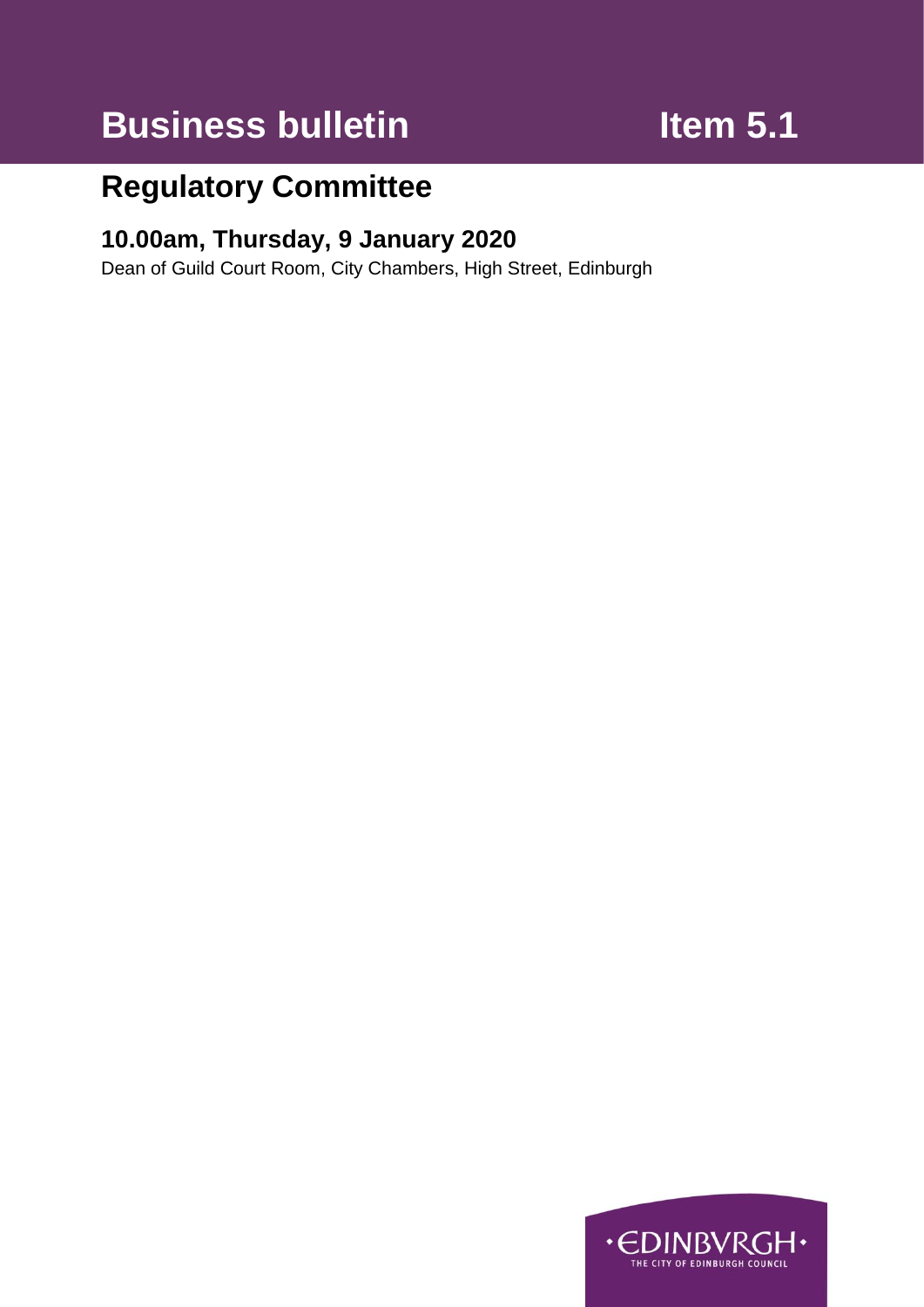# Business bulletin

# Item 5.1

## Regulatory Committee

### 10.00am, Thursday, 9 January 2020

Dean of Guild Court Room, City Chambers, High Street, Edinburgh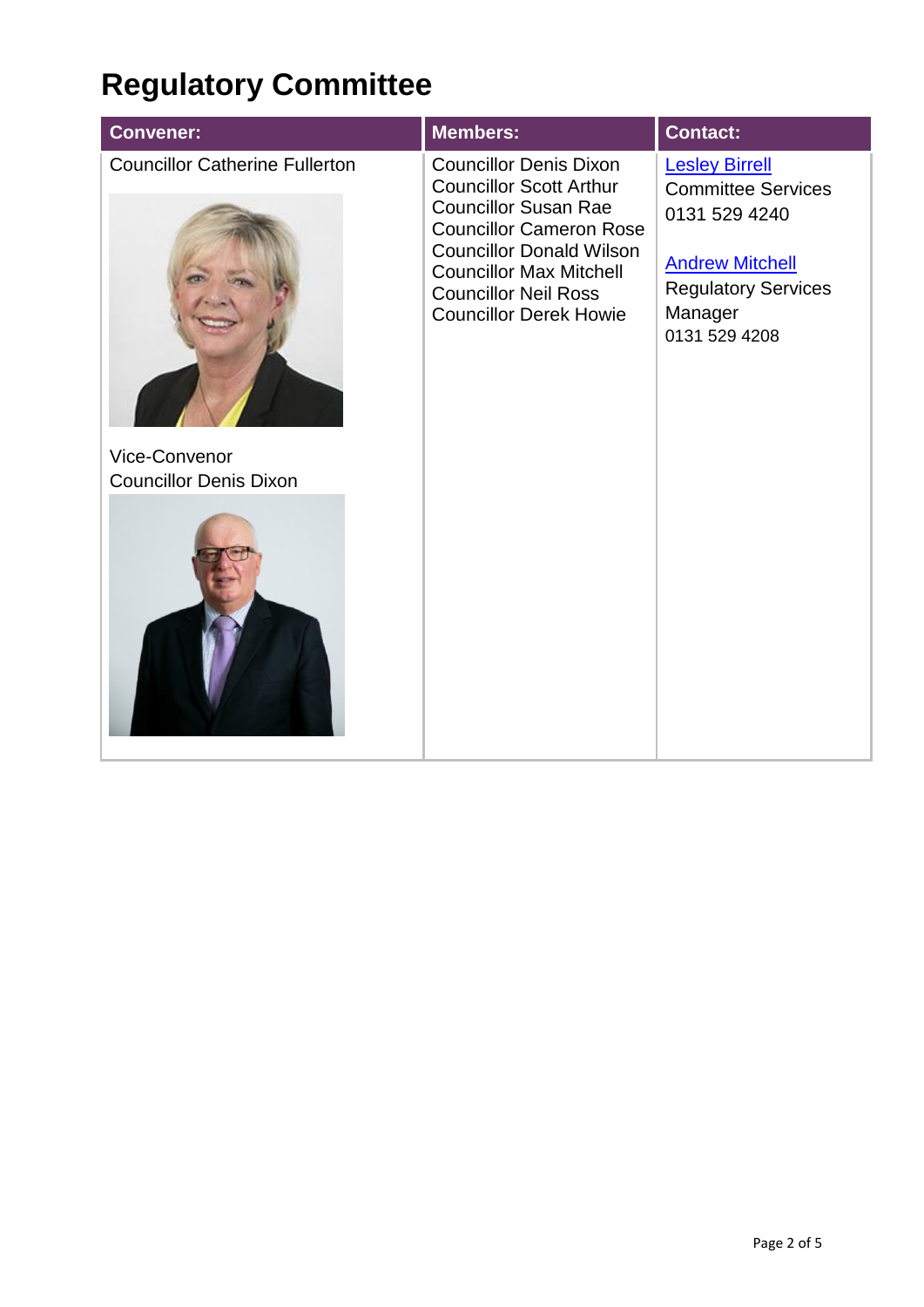# Regulatory Committee

| Convener: | Members: | Contact: |
| --- | --- | --- |
| Councillor Catherine Fullerton<br><br>Vice-Convenor<br>Councillor Denis Dixon | Councillor Denis Dixon<br>Councillor Scott Arthur<br>Councillor Susan Rae<br>Councillor Cameron Rose<br>Councillor Donald Wilson<br>Councillor Max Mitchell<br>Councillor Neil Ross<br>Councillor Derek Howie | Lesley Birrell<br>Committee Services<br>0131 529 4240<br><br>Andrew Mitchell<br>Regulatory Services Manager<br>0131 529 4208 |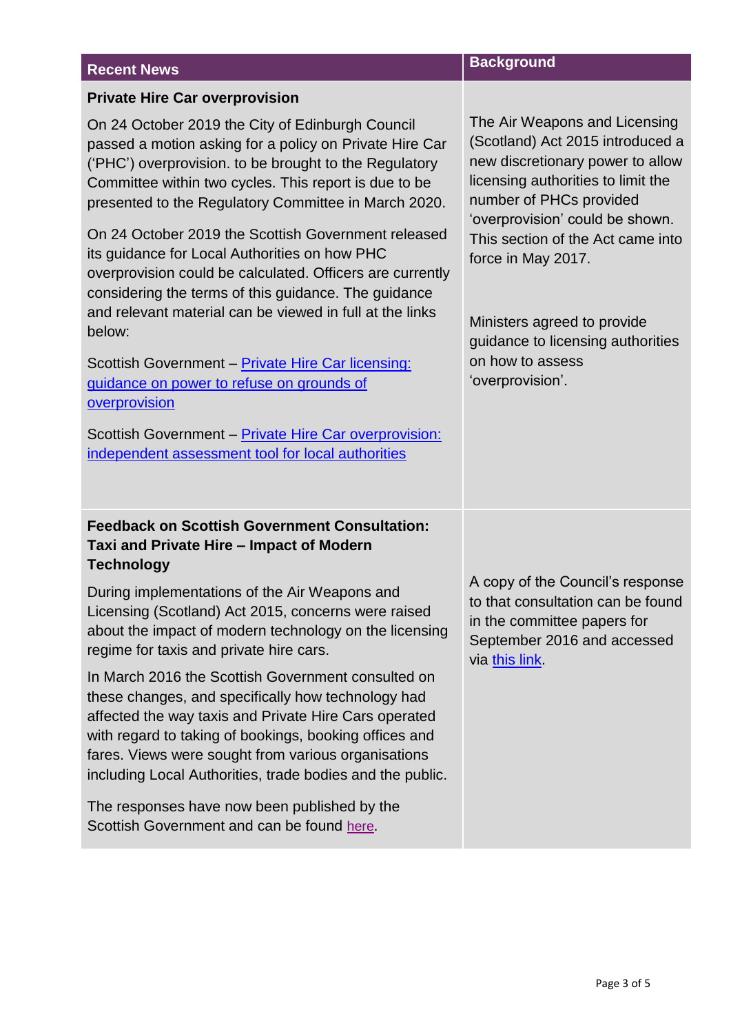| Recent News | Background |
| --- | --- |
| **Private Hire Car overprovision**<br><br>On 24 October 2019 the City of Edinburgh Council passed a motion asking for a policy on Private Hire Car ('PHC') overprovision. to be brought to the Regulatory Committee within two cycles. This report is due to be presented to the Regulatory Committee in March 2020.<br><br>On 24 October 2019 the Scottish Government released its guidance for Local Authorities on how PHC overprovision could be calculated. Officers are currently considering the terms of this guidance. The guidance and relevant material can be viewed in full at the links below:<br><br>Scottish Government – Private Hire Car licensing: guidance on power to refuse on grounds of overprovision<br><br>Scottish Government – Private Hire Car overprovision: independent assessment tool for local authorities | The Air Weapons and Licensing (Scotland) Act 2015 introduced a new discretionary power to allow licensing authorities to limit the number of PHCs provided 'overprovision' could be shown. This section of the Act came into force in May 2017.<br><br>Ministers agreed to provide guidance to licensing authorities on how to assess 'overprovision'. |
| **Feedback on Scottish Government Consultation: Taxi and Private Hire – Impact of Modern Technology**<br><br>During implementations of the Air Weapons and Licensing (Scotland) Act 2015, concerns were raised about the impact of modern technology on the licensing regime for taxis and private hire cars.<br><br>In March 2016 the Scottish Government consulted on these changes, and specifically how technology had affected the way taxis and Private Hire Cars operated with regard to taking of bookings, booking offices and fares. Views were sought from various organisations including Local Authorities, trade bodies and the public.<br><br>The responses have now been published by the Scottish Government and can be found here. | A copy of the Council's response to that consultation can be found in the committee papers for September 2016 and accessed via this link. |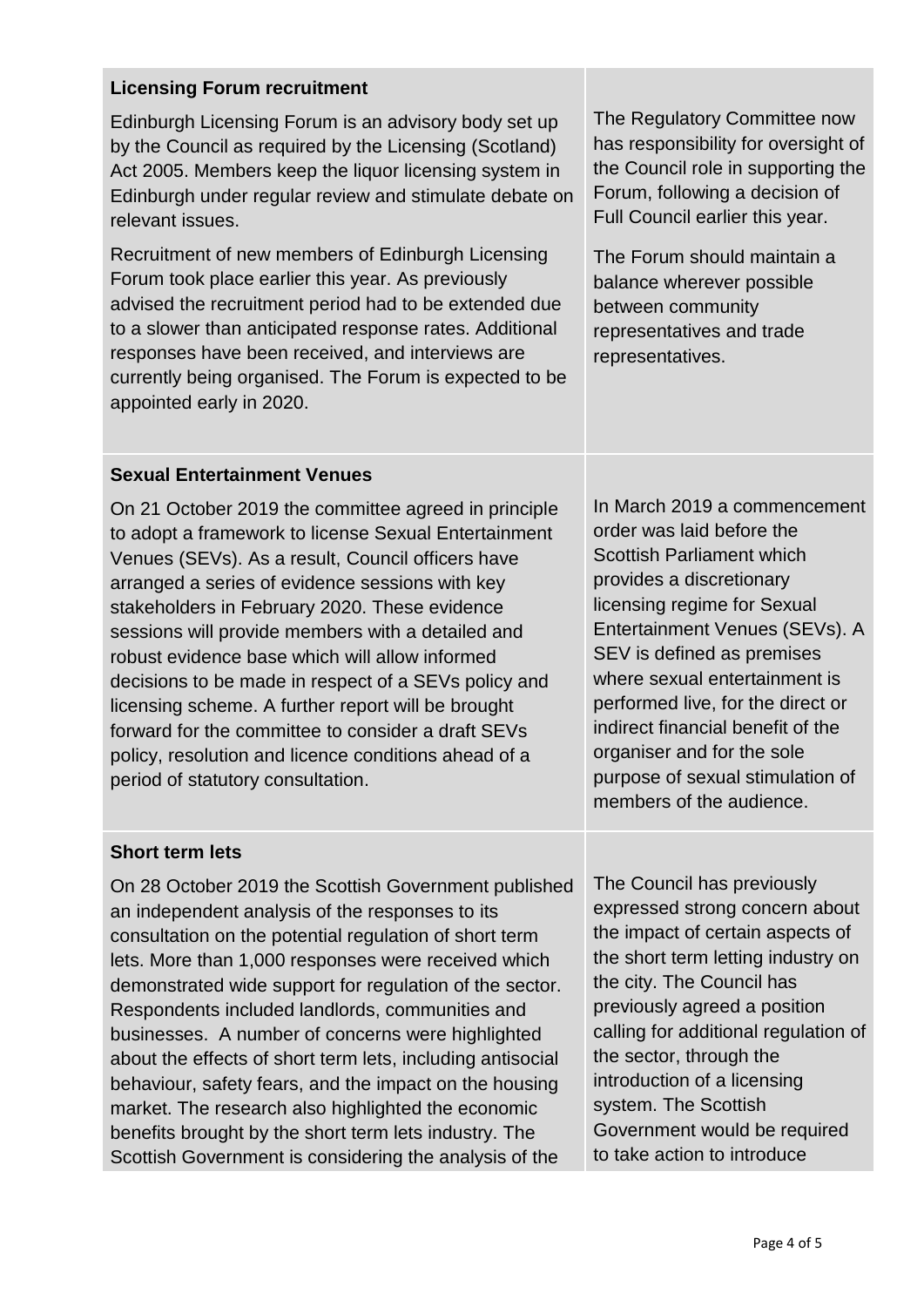| | |
|---|---|
| **Licensing Forum recruitment**<br><br>Edinburgh Licensing Forum is an advisory body set up by the Council as required by the Licensing (Scotland) Act 2005. Members keep the liquor licensing system in Edinburgh under regular review and stimulate debate on relevant issues.<br><br>Recruitment of new members of Edinburgh Licensing Forum took place earlier this year. As previously advised the recruitment period had to be extended due to a slower than anticipated response rates. Additional responses have been received, and interviews are currently being organised. The Forum is expected to be appointed early in 2020. | The Regulatory Committee now has responsibility for oversight of the Council role in supporting the Forum, following a decision of Full Council earlier this year.<br><br>The Forum should maintain a balance wherever possible between community representatives and trade representatives. |
| **Sexual Entertainment Venues**<br><br>On 21 October 2019 the committee agreed in principle to adopt a framework to license Sexual Entertainment Venues (SEVs). As a result, Council officers have arranged a series of evidence sessions with key stakeholders in February 2020. These evidence sessions will provide members with a detailed and robust evidence base which will allow informed decisions to be made in respect of a SEVs policy and licensing scheme. A further report will be brought forward for the committee to consider a draft SEVs policy, resolution and licence conditions ahead of a period of statutory consultation. | In March 2019 a commencement order was laid before the Scottish Parliament which provides a discretionary licensing regime for Sexual Entertainment Venues (SEVs). A SEV is defined as premises where sexual entertainment is performed live, for the direct or indirect financial benefit of the organiser and for the sole purpose of sexual stimulation of members of the audience. |
| **Short term lets**<br><br>On 28 October 2019 the Scottish Government published an independent analysis of the responses to its consultation on the potential regulation of short term lets. More than 1,000 responses were received which demonstrated wide support for regulation of the sector. Respondents included landlords, communities and businesses. A number of concerns were highlighted about the effects of short term lets, including antisocial behaviour, safety fears, and the impact on the housing market. The research also highlighted the economic benefits brought by the short term lets industry. The Scottish Government is considering the analysis of the | The Council has previously expressed strong concern about the impact of certain aspects of the short term letting industry on the city. The Council has previously agreed a position calling for additional regulation of the sector, through the introduction of a licensing system. The Scottish Government would be required to take action to introduce |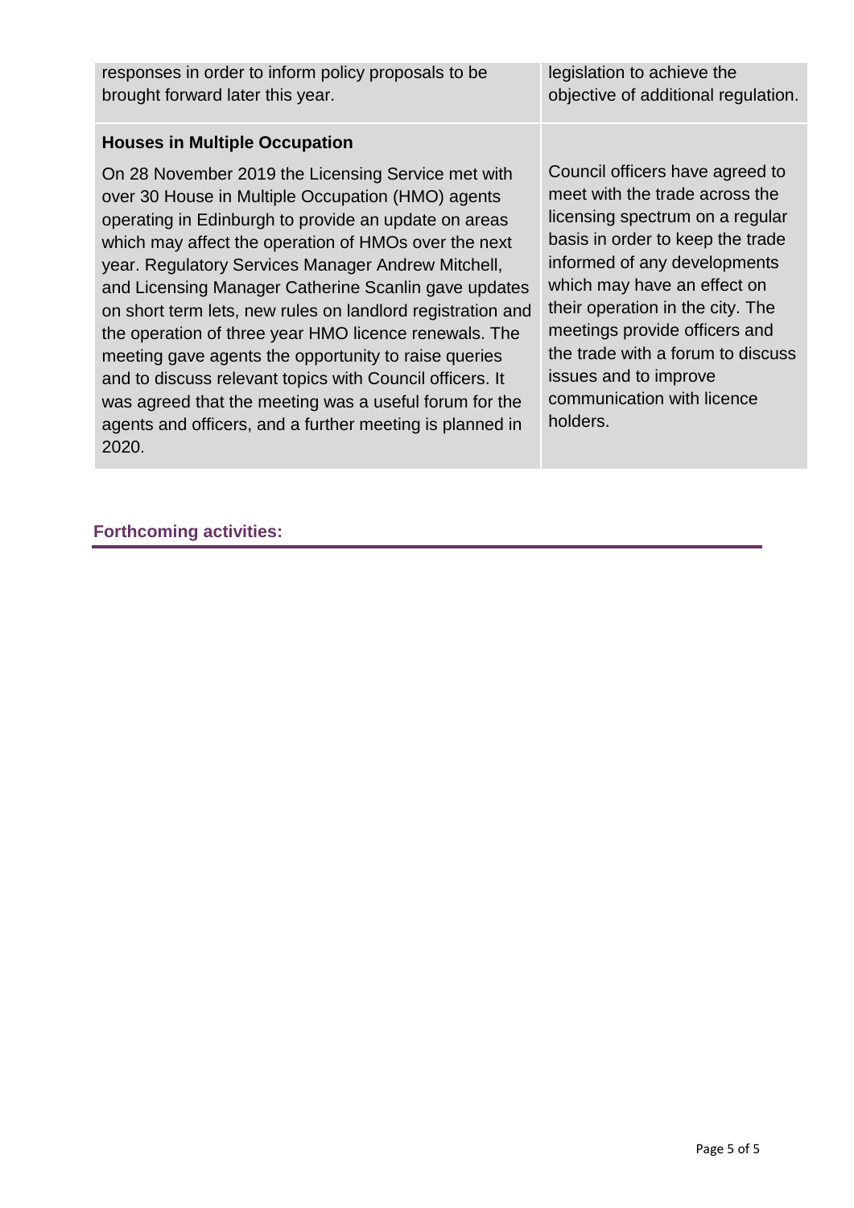| | |
|---|---|
| responses in order to inform policy proposals to be brought forward later this year. | legislation to achieve the objective of additional regulation. |
| **Houses in Multiple Occupation**<br><br>On 28 November 2019 the Licensing Service met with over 30 House in Multiple Occupation (HMO) agents operating in Edinburgh to provide an update on areas which may affect the operation of HMOs over the next year. Regulatory Services Manager Andrew Mitchell, and Licensing Manager Catherine Scanlin gave updates on short term lets, new rules on landlord registration and the operation of three year HMO licence renewals. The meeting gave agents the opportunity to raise queries and to discuss relevant topics with Council officers. It was agreed that the meeting was a useful forum for the agents and officers, and a further meeting is planned in 2020. | Council officers have agreed to meet with the trade across the licensing spectrum on a regular basis in order to keep the trade informed of any developments which may have an effect on their operation in the city. The meetings provide officers and the trade with a forum to discuss issues and to improve communication with licence holders. |

**Forthcoming activities:**